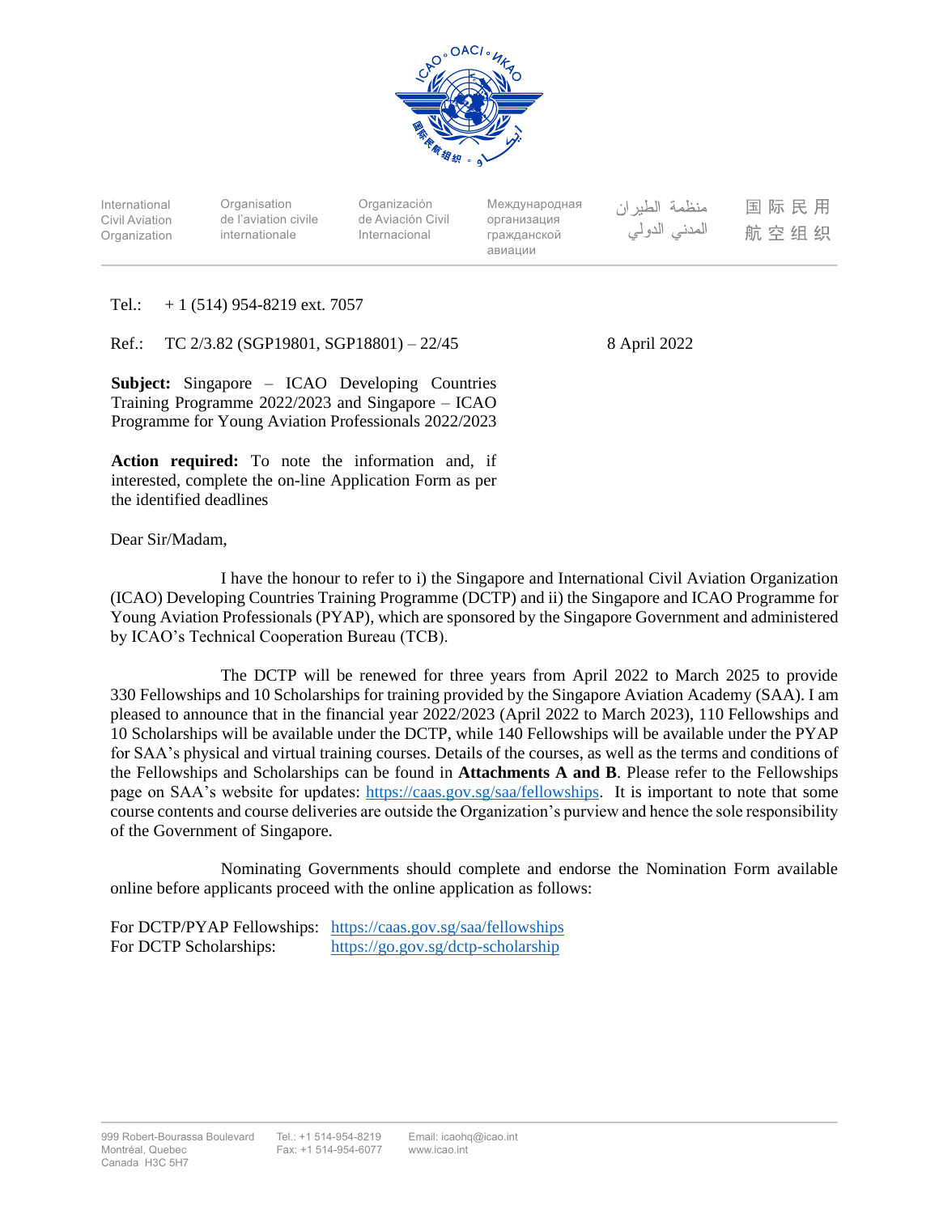International Civil Aviation Organization | Organisation de l'aviation civile internationale | Organización de Aviación Civil Internacional | Международная организация гражданской авиации | منظمة الطيران المدني الدولي | 国际民用航空组织

Tel.: + 1 (514) 954-8219 ext. 7057

Ref.: TC 2/3.82 (SGP19801, SGP18801) – 22/45

8 April 2022

**Subject:** Singapore – ICAO Developing Countries Training Programme 2022/2023 and Singapore – ICAO Programme for Young Aviation Professionals 2022/2023

**Action required:** To note the information and, if interested, complete the on-line Application Form as per the identified deadlines

Dear Sir/Madam,

I have the honour to refer to i) the Singapore and International Civil Aviation Organization (ICAO) Developing Countries Training Programme (DCTP) and ii) the Singapore and ICAO Programme for Young Aviation Professionals (PYAP), which are sponsored by the Singapore Government and administered by ICAO's Technical Cooperation Bureau (TCB).

The DCTP will be renewed for three years from April 2022 to March 2025 to provide 330 Fellowships and 10 Scholarships for training provided by the Singapore Aviation Academy (SAA). I am pleased to announce that in the financial year 2022/2023 (April 2022 to March 2023), 110 Fellowships and 10 Scholarships will be available under the DCTP, while 140 Fellowships will be available under the PYAP for SAA's physical and virtual training courses. Details of the courses, as well as the terms and conditions of the Fellowships and Scholarships can be found in **Attachments A and B**. Please refer to the Fellowships page on SAA's website for updates: https://caas.gov.sg/saa/fellowships. It is important to note that some course contents and course deliveries are outside the Organization's purview and hence the sole responsibility of the Government of Singapore.

Nominating Governments should complete and endorse the Nomination Form available online before applicants proceed with the online application as follows:

For DCTP/PYAP Fellowships: https://caas.gov.sg/saa/fellowships
For DCTP Scholarships: https://go.gov.sg/dctp-scholarship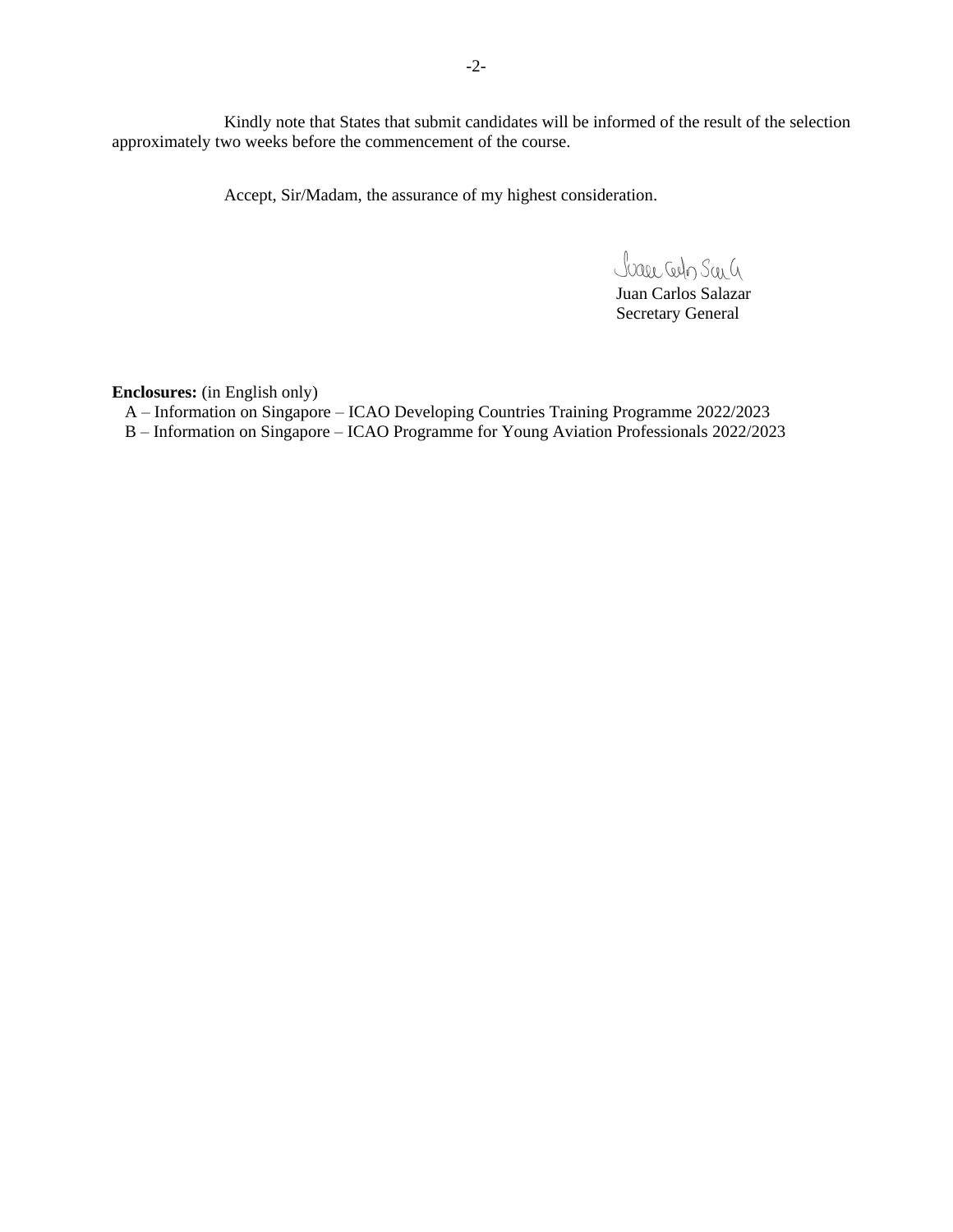Kindly note that States that submit candidates will be informed of the result of the selection approximately two weeks before the commencement of the course.

Accept, Sir/Madam, the assurance of my highest consideration.

Juan Carlos Salazar
Secretary General

**Enclosures:** (in English only)

A – Information on Singapore – ICAO Developing Countries Training Programme 2022/2023
B – Information on Singapore – ICAO Programme for Young Aviation Professionals 2022/2023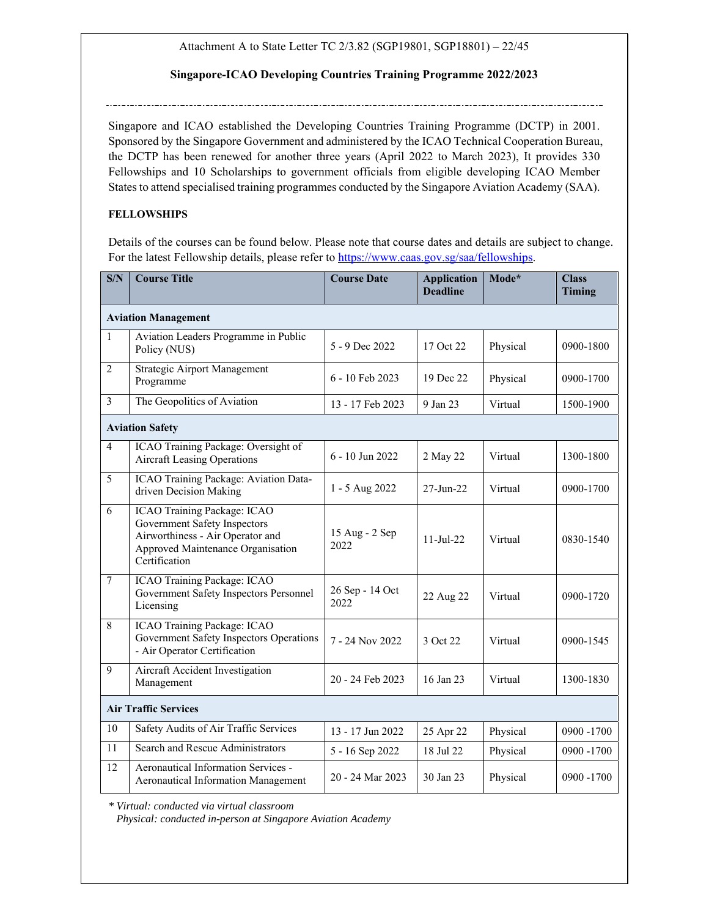Attachment A to State Letter TC 2/3.82 (SGP19801, SGP18801) – 22/45

## Singapore-ICAO Developing Countries Training Programme 2022/2023

Singapore and ICAO established the Developing Countries Training Programme (DCTP) in 2001. Sponsored by the Singapore Government and administered by the ICAO Technical Cooperation Bureau, the DCTP has been renewed for another three years (April 2022 to March 2023), It provides 330 Fellowships and 10 Scholarships to government officials from eligible developing ICAO Member States to attend specialised training programmes conducted by the Singapore Aviation Academy (SAA).

### FELLOWSHIPS

Details of the courses can be found below. Please note that course dates and details are subject to change. For the latest Fellowship details, please refer to https://www.caas.gov.sg/saa/fellowships.

| S/N | Course Title | Course Date | Application Deadline | Mode* | Class Timing |
|---|---|---|---|---|---|
| **Aviation Management** | | | | | |
| 1 | Aviation Leaders Programme in Public Policy (NUS) | 5 - 9 Dec 2022 | 17 Oct 22 | Physical | 0900-1800 |
| 2 | Strategic Airport Management Programme | 6 - 10 Feb 2023 | 19 Dec 22 | Physical | 0900-1700 |
| 3 | The Geopolitics of Aviation | 13 - 17 Feb 2023 | 9 Jan 23 | Virtual | 1500-1900 |
| **Aviation Safety** | | | | | |
| 4 | ICAO Training Package: Oversight of Aircraft Leasing Operations | 6 - 10 Jun 2022 | 2 May 22 | Virtual | 1300-1800 |
| 5 | ICAO Training Package: Aviation Data-driven Decision Making | 1 - 5 Aug 2022 | 27-Jun-22 | Virtual | 0900-1700 |
| 6 | ICAO Training Package: ICAO Government Safety Inspectors Airworthiness - Air Operator and Approved Maintenance Organisation Certification | 15 Aug - 2 Sep 2022 | 11-Jul-22 | Virtual | 0830-1540 |
| 7 | ICAO Training Package: ICAO Government Safety Inspectors Personnel Licensing | 26 Sep - 14 Oct 2022 | 22 Aug 22 | Virtual | 0900-1720 |
| 8 | ICAO Training Package: ICAO Government Safety Inspectors Operations - Air Operator Certification | 7 - 24 Nov 2022 | 3 Oct 22 | Virtual | 0900-1545 |
| 9 | Aircraft Accident Investigation Management | 20 - 24 Feb 2023 | 16 Jan 23 | Virtual | 1300-1830 |
| **Air Traffic Services** | | | | | |
| 10 | Safety Audits of Air Traffic Services | 13 - 17 Jun 2022 | 25 Apr 22 | Physical | 0900 -1700 |
| 11 | Search and Rescue Administrators | 5 - 16 Sep 2022 | 18 Jul 22 | Physical | 0900 -1700 |
| 12 | Aeronautical Information Services - Aeronautical Information Management | 20 - 24 Mar 2023 | 30 Jan 23 | Physical | 0900 -1700 |

*\* Virtual: conducted via virtual classroom*
*Physical: conducted in-person at Singapore Aviation Academy*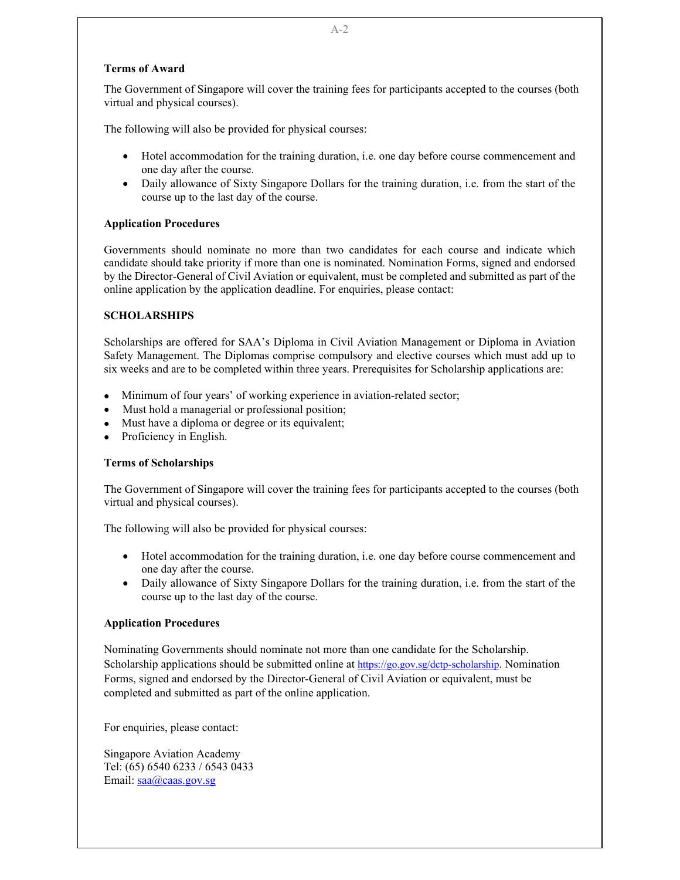**Terms of Award**

The Government of Singapore will cover the training fees for participants accepted to the courses (both virtual and physical courses).

The following will also be provided for physical courses:

- Hotel accommodation for the training duration, i.e. one day before course commencement and one day after the course.
- Daily allowance of Sixty Singapore Dollars for the training duration, i.e. from the start of the course up to the last day of the course.

**Application Procedures**

Governments should nominate no more than two candidates for each course and indicate which candidate should take priority if more than one is nominated. Nomination Forms, signed and endorsed by the Director-General of Civil Aviation or equivalent, must be completed and submitted as part of the online application by the application deadline. For enquiries, please contact:

**SCHOLARSHIPS**

Scholarships are offered for SAA's Diploma in Civil Aviation Management or Diploma in Aviation Safety Management. The Diplomas comprise compulsory and elective courses which must add up to six weeks and are to be completed within three years. Prerequisites for Scholarship applications are:

- Minimum of four years' of working experience in aviation-related sector;
- Must hold a managerial or professional position;
- Must have a diploma or degree or its equivalent;
- Proficiency in English.

**Terms of Scholarships**

The Government of Singapore will cover the training fees for participants accepted to the courses (both virtual and physical courses).

The following will also be provided for physical courses:

- Hotel accommodation for the training duration, i.e. one day before course commencement and one day after the course.
- Daily allowance of Sixty Singapore Dollars for the training duration, i.e. from the start of the course up to the last day of the course.

**Application Procedures**

Nominating Governments should nominate not more than one candidate for the Scholarship. Scholarship applications should be submitted online at https://go.gov.sg/dctp-scholarship. Nomination Forms, signed and endorsed by the Director-General of Civil Aviation or equivalent, must be completed and submitted as part of the online application.

For enquiries, please contact:

Singapore Aviation Academy
Tel: (65) 6540 6233 / 6543 0433
Email: saa@caas.gov.sg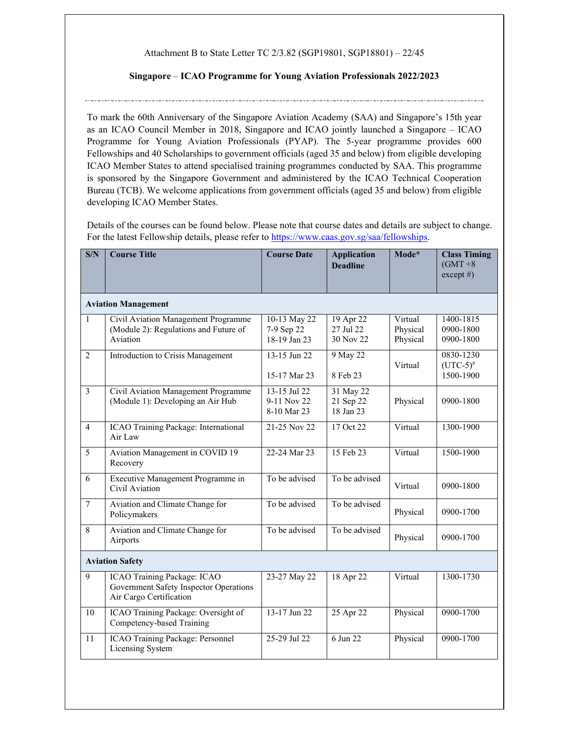Attachment B to State Letter TC 2/3.82 (SGP19801, SGP18801) – 22/45

**Singapore – ICAO Programme for Young Aviation Professionals 2022/2023**

---

To mark the 60th Anniversary of the Singapore Aviation Academy (SAA) and Singapore's 15th year as an ICAO Council Member in 2018, Singapore and ICAO jointly launched a Singapore – ICAO Programme for Young Aviation Professionals (PYAP). The 5-year programme provides 600 Fellowships and 40 Scholarships to government officials (aged 35 and below) from eligible developing ICAO Member States to attend specialised training programmes conducted by SAA. This programme is sponsored by the Singapore Government and administered by the ICAO Technical Cooperation Bureau (TCB). We welcome applications from government officials (aged 35 and below) from eligible developing ICAO Member States.

Details of the courses can be found below. Please note that course dates and details are subject to change. For the latest Fellowship details, please refer to https://www.caas.gov.sg/saa/fellowships.

| S/N | Course Title | Course Date | Application Deadline | Mode* | Class Timing (GMT +8 except #) |
|---|---|---|---|---|---|
| **Aviation Management** | | | | | |
| 1 | Civil Aviation Management Programme (Module 2): Regulations and Future of Aviation | 10-13 May 22<br>7-9 Sep 22<br>18-19 Jan 23 | 19 Apr 22<br>27 Jul 22<br>30 Nov 22 | Virtual<br>Physical<br>Physical | 1400-1815<br>0900-1800<br>0900-1800 |
| 2 | Introduction to Crisis Management | 13-15 Jun 22<br><br>15-17 Mar 23 | 9 May 22<br><br>8 Feb 23 | Virtual | 0830-1230 (UTC-5)#<br>1500-1900 |
| 3 | Civil Aviation Management Programme (Module 1): Developing an Air Hub | 13-15 Jul 22<br>9-11 Nov 22<br>8-10 Mar 23 | 31 May 22<br>21 Sep 22<br>18 Jan 23 | Physical | 0900-1800 |
| 4 | ICAO Training Package: International Air Law | 21-25 Nov 22 | 17 Oct 22 | Virtual | 1300-1900 |
| 5 | Aviation Management in COVID 19 Recovery | 22-24 Mar 23 | 15 Feb 23 | Virtual | 1500-1900 |
| 6 | Executive Management Programme in Civil Aviation | To be advised | To be advised | Virtual | 0900-1800 |
| 7 | Aviation and Climate Change for Policymakers | To be advised | To be advised | Physical | 0900-1700 |
| 8 | Aviation and Climate Change for Airports | To be advised | To be advised | Physical | 0900-1700 |
| **Aviation Safety** | | | | | |
| 9 | ICAO Training Package: ICAO Government Safety Inspector Operations Air Cargo Certification | 23-27 May 22 | 18 Apr 22 | Virtual | 1300-1730 |
| 10 | ICAO Training Package: Oversight of Competency-based Training | 13-17 Jun 22 | 25 Apr 22 | Physical | 0900-1700 |
| 11 | ICAO Training Package: Personnel Licensing System | 25-29 Jul 22 | 6 Jun 22 | Physical | 0900-1700 |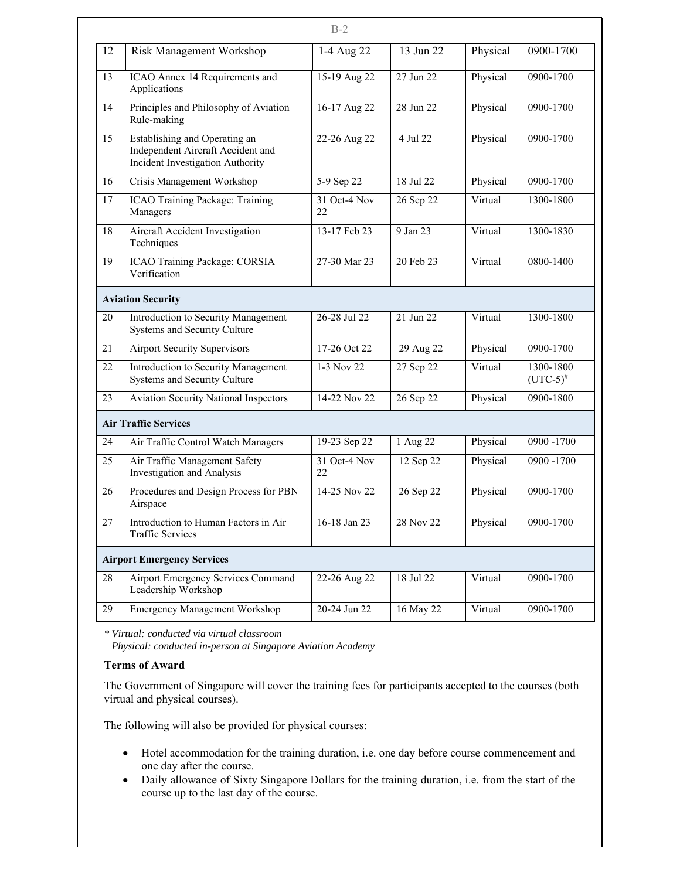| 12 | Risk Management Workshop | 1-4 Aug 22 | 13 Jun 22 | Physical | 0900-1700 |
|---|---|---|---|---|---|
| 13 | ICAO Annex 14 Requirements and Applications | 15-19 Aug 22 | 27 Jun 22 | Physical | 0900-1700 |
| 14 | Principles and Philosophy of Aviation Rule-making | 16-17 Aug 22 | 28 Jun 22 | Physical | 0900-1700 |
| 15 | Establishing and Operating an Independent Aircraft Accident and Incident Investigation Authority | 22-26 Aug 22 | 4 Jul 22 | Physical | 0900-1700 |
| 16 | Crisis Management Workshop | 5-9 Sep 22 | 18 Jul 22 | Physical | 0900-1700 |
| 17 | ICAO Training Package: Training Managers | 31 Oct-4 Nov 22 | 26 Sep 22 | Virtual | 1300-1800 |
| 18 | Aircraft Accident Investigation Techniques | 13-17 Feb 23 | 9 Jan 23 | Virtual | 1300-1830 |
| 19 | ICAO Training Package: CORSIA Verification | 27-30 Mar 23 | 20 Feb 23 | Virtual | 0800-1400 |
| **Aviation Security** | | | | | |
| 20 | Introduction to Security Management Systems and Security Culture | 26-28 Jul 22 | 21 Jun 22 | Virtual | 1300-1800 |
| 21 | Airport Security Supervisors | 17-26 Oct 22 | 29 Aug 22 | Physical | 0900-1700 |
| 22 | Introduction to Security Management Systems and Security Culture | 1-3 Nov 22 | 27 Sep 22 | Virtual | 1300-1800 (UTC-5)[#] |
| 23 | Aviation Security National Inspectors | 14-22 Nov 22 | 26 Sep 22 | Physical | 0900-1800 |
| **Air Traffic Services** | | | | | |
| 24 | Air Traffic Control Watch Managers | 19-23 Sep 22 | 1 Aug 22 | Physical | 0900 -1700 |
| 25 | Air Traffic Management Safety Investigation and Analysis | 31 Oct-4 Nov 22 | 12 Sep 22 | Physical | 0900 -1700 |
| 26 | Procedures and Design Process for PBN Airspace | 14-25 Nov 22 | 26 Sep 22 | Physical | 0900-1700 |
| 27 | Introduction to Human Factors in Air Traffic Services | 16-18 Jan 23 | 28 Nov 22 | Physical | 0900-1700 |
| **Airport Emergency Services** | | | | | |
| 28 | Airport Emergency Services Command Leadership Workshop | 22-26 Aug 22 | 18 Jul 22 | Virtual | 0900-1700 |
| 29 | Emergency Management Workshop | 20-24 Jun 22 | 16 May 22 | Virtual | 0900-1700 |

*\* Virtual: conducted via virtual classroom*
*Physical: conducted in-person at Singapore Aviation Academy*

**Terms of Award**

The Government of Singapore will cover the training fees for participants accepted to the courses (both virtual and physical courses).

The following will also be provided for physical courses:

- Hotel accommodation for the training duration, i.e. one day before course commencement and one day after the course.
- Daily allowance of Sixty Singapore Dollars for the training duration, i.e. from the start of the course up to the last day of the course.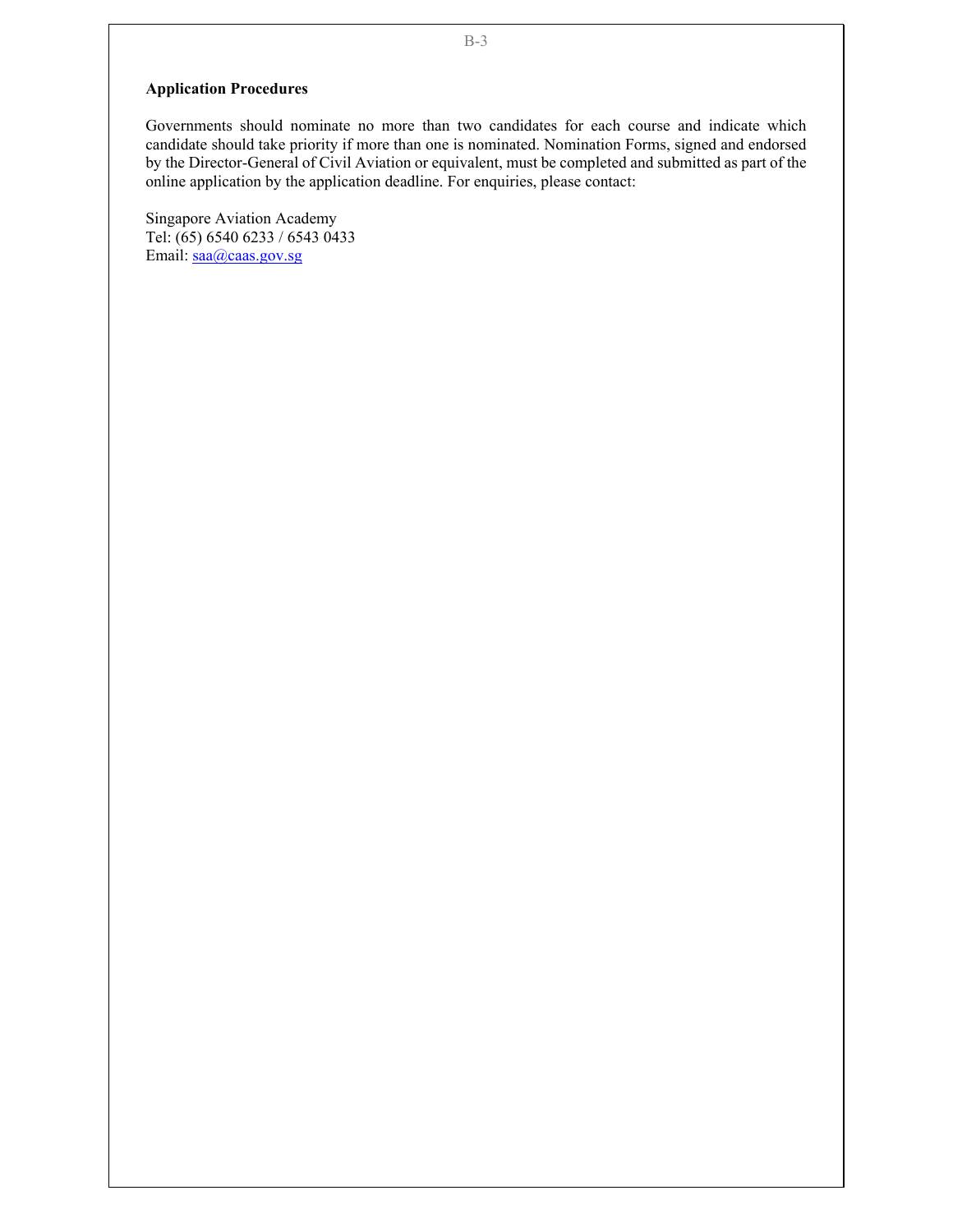**Application Procedures**

Governments should nominate no more than two candidates for each course and indicate which candidate should take priority if more than one is nominated. Nomination Forms, signed and endorsed by the Director-General of Civil Aviation or equivalent, must be completed and submitted as part of the online application by the application deadline. For enquiries, please contact:

Singapore Aviation Academy
Tel: (65) 6540 6233 / 6543 0433
Email: saa@caas.gov.sg